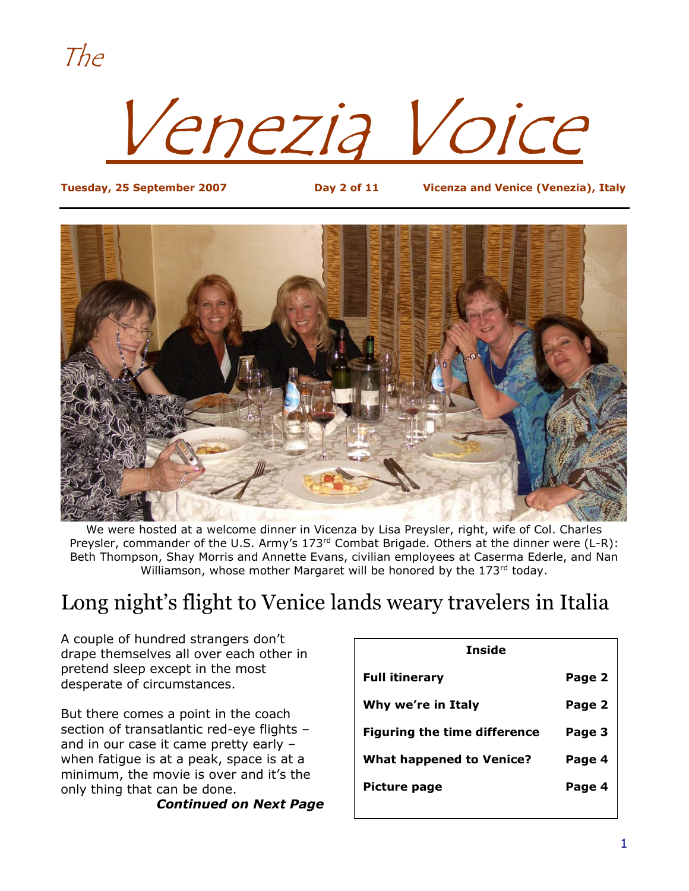The

# Venezia Voice

**Tuesday, 25 September 2007** **Day 2 of 11** **Vicenza and Venice (Venezia), Italy**

We were hosted at a welcome dinner in Vicenza by Lisa Preysler, right, wife of Col. Charles Preysler, commander of the U.S. Army's 173rd Combat Brigade. Others at the dinner were (L-R): Beth Thompson, Shay Morris and Annette Evans, civilian employees at Caserma Ederle, and Nan Williamson, whose mother Margaret will be honored by the 173rd today.

## Long night's flight to Venice lands weary travelers in Italia

A couple of hundred strangers don't drape themselves all over each other in pretend sleep except in the most desperate of circumstances.

But there comes a point in the coach section of transatlantic red-eye flights – and in our case it came pretty early – when fatigue is at a peak, space is at a minimum, the movie is over and it's the only thing that can be done.

***Continued on Next Page***

| Inside | |
|---|---|
| **Full itinerary** | **Page 2** |
| **Why we're in Italy** | **Page 2** |
| **Figuring the time difference** | **Page 3** |
| **What happened to Venice?** | **Page 4** |
| **Picture page** | **Page 4** |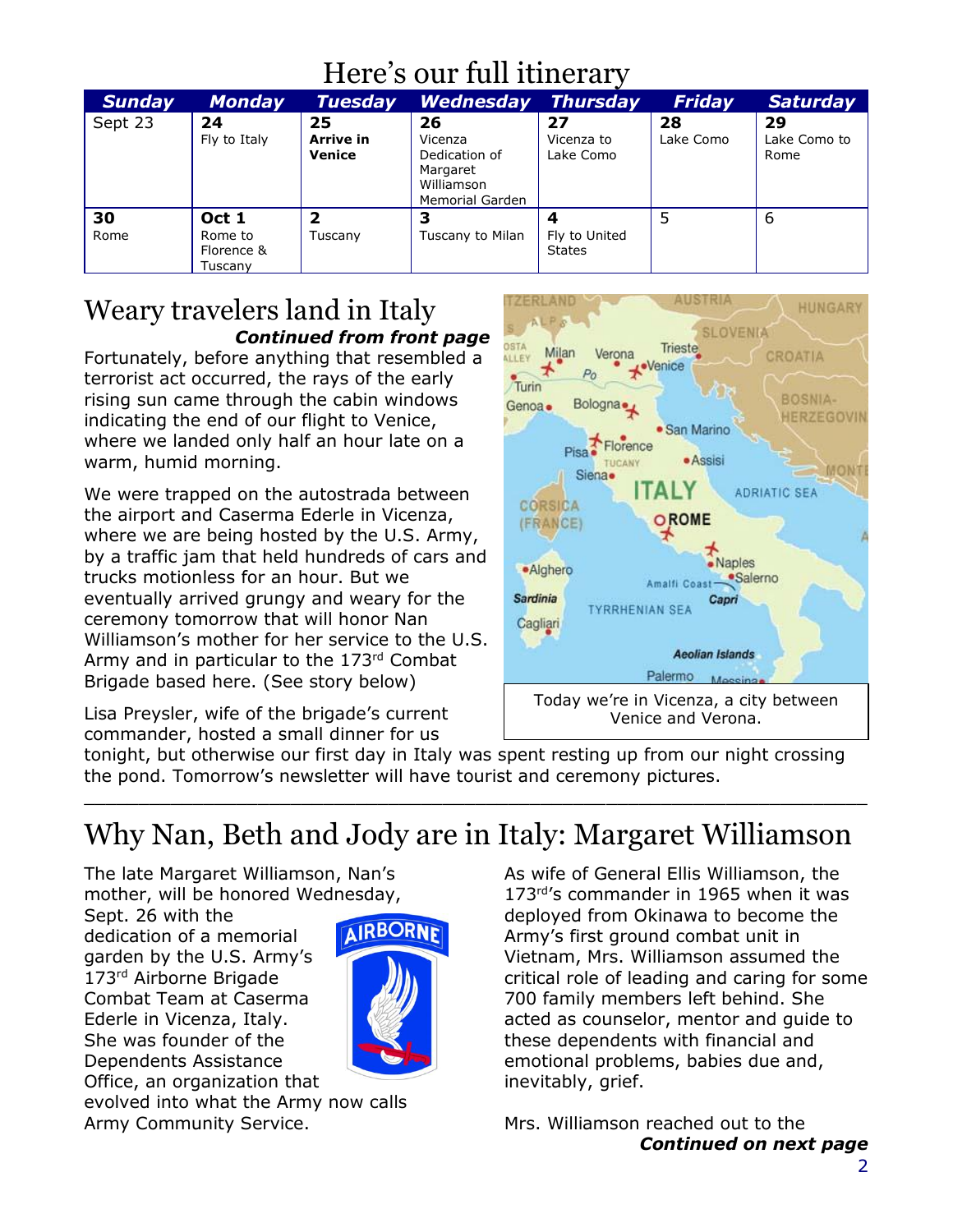# Here's our full itinerary

| Sunday | Monday | Tuesday | Wednesday | Thursday | Friday | Saturday |
|---|---|---|---|---|---|---|
| Sept 23 | **24** Fly to Italy | **25 Arrive in Venice** | **26** Vicenza Dedication of Margaret Williamson Memorial Garden | **27** Vicenza to Lake Como | **28** Lake Como | **29** Lake Como to Rome |
| **30** Rome | **Oct 1** Rome to Florence & Tuscany | **2** Tuscany | **3** Tuscany to Milan | **4** Fly to United States | 5 | 6 |

# Weary travelers land in Italy

***Continued from front page***

Fortunately, before anything that resembled a terrorist act occurred, the rays of the early rising sun came through the cabin windows indicating the end of our flight to Venice, where we landed only half an hour late on a warm, humid morning.

We were trapped on the autostrada between the airport and Caserma Ederle in Vicenza, where we are being hosted by the U.S. Army, by a traffic jam that held hundreds of cars and trucks motionless for an hour. But we eventually arrived grungy and weary for the ceremony tomorrow that will honor Nan Williamson's mother for her service to the U.S. Army and in particular to the 173rd Combat Brigade based here. (See story below)

Lisa Preysler, wife of the brigade's current commander, hosted a small dinner for us tonight, but otherwise our first day in Italy was spent resting up from our night crossing the pond. Tomorrow's newsletter will have tourist and ceremony pictures.

Today we're in Vicenza, a city between Venice and Verona.

---

# Why Nan, Beth and Jody are in Italy: Margaret Williamson

The late Margaret Williamson, Nan's mother, will be honored Wednesday, Sept. 26 with the dedication of a memorial garden by the U.S. Army's 173rd Airborne Brigade Combat Team at Caserma Ederle in Vicenza, Italy. She was founder of the Dependents Assistance Office, an organization that evolved into what the Army now calls Army Community Service.

As wife of General Ellis Williamson, the 173rd's commander in 1965 when it was deployed from Okinawa to become the Army's first ground combat unit in Vietnam, Mrs. Williamson assumed the critical role of leading and caring for some 700 family members left behind. She acted as counselor, mentor and guide to these dependents with financial and emotional problems, babies due and, inevitably, grief.

Mrs. Williamson reached out to the

***Continued on next page***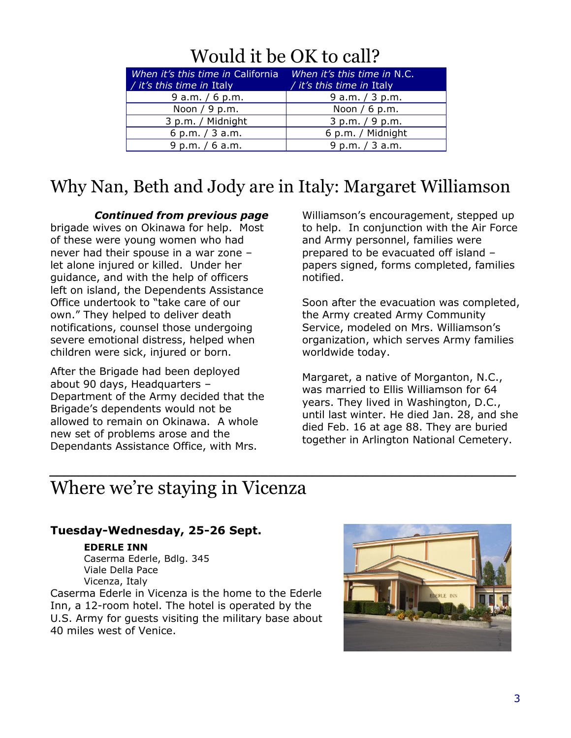# Would it be OK to call?

| *When it's this time in* California / *it's this time in* Italy | *When it's this time in* N.C. / *it's this time in* Italy |
|---|---|
| 9 a.m. / 6 p.m. | 9 a.m. / 3 p.m. |
| Noon / 9 p.m. | Noon / 6 p.m. |
| 3 p.m. / Midnight | 3 p.m. / 9 p.m. |
| 6 p.m. / 3 a.m. | 6 p.m. / Midnight |
| 9 p.m. / 6 a.m. | 9 p.m. / 3 a.m. |

# Why Nan, Beth and Jody are in Italy: Margaret Williamson

***Continued from previous page***

brigade wives on Okinawa for help. Most of these were young women who had never had their spouse in a war zone – let alone injured or killed. Under her guidance, and with the help of officers left on island, the Dependents Assistance Office undertook to "take care of our own." They helped to deliver death notifications, counsel those undergoing severe emotional distress, helped when children were sick, injured or born.

After the Brigade had been deployed about 90 days, Headquarters – Department of the Army decided that the Brigade's dependents would not be allowed to remain on Okinawa. A whole new set of problems arose and the Dependants Assistance Office, with Mrs. Williamson's encouragement, stepped up to help. In conjunction with the Air Force and Army personnel, families were prepared to be evacuated off island – papers signed, forms completed, families notified.

Soon after the evacuation was completed, the Army created Army Community Service, modeled on Mrs. Williamson's organization, which serves Army families worldwide today.

Margaret, a native of Morganton, N.C., was married to Ellis Williamson for 64 years. They lived in Washington, D.C., until last winter. He died Jan. 28, and she died Feb. 16 at age 88. They are buried together in Arlington National Cemetery.

# Where we're staying in Vicenza

**Tuesday-Wednesday, 25-26 Sept.**

**EDERLE INN**
Caserma Ederle, Bdlg. 345
Viale Della Pace
Vicenza, Italy

Caserma Ederle in Vicenza is the home to the Ederle Inn, a 12-room hotel. The hotel is operated by the U.S. Army for guests visiting the military base about 40 miles west of Venice.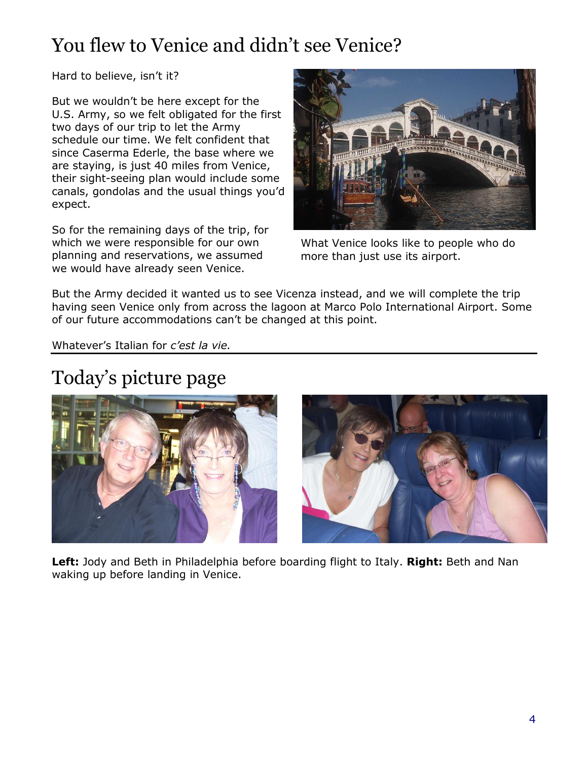# You flew to Venice and didn't see Venice?

Hard to believe, isn't it?

But we wouldn't be here except for the U.S. Army, so we felt obligated for the first two days of our trip to let the Army schedule our time. We felt confident that since Caserma Ederle, the base where we are staying, is just 40 miles from Venice, their sight-seeing plan would include some canals, gondolas and the usual things you'd expect.

So for the remaining days of the trip, for which we were responsible for our own planning and reservations, we assumed we would have already seen Venice.

What Venice looks like to people who do more than just use its airport.

But the Army decided it wanted us to see Vicenza instead, and we will complete the trip having seen Venice only from across the lagoon at Marco Polo International Airport. Some of our future accommodations can't be changed at this point.

Whatever's Italian for *c'est la vie.*

# Today's picture page

**Left:** Jody and Beth in Philadelphia before boarding flight to Italy. **Right:** Beth and Nan waking up before landing in Venice.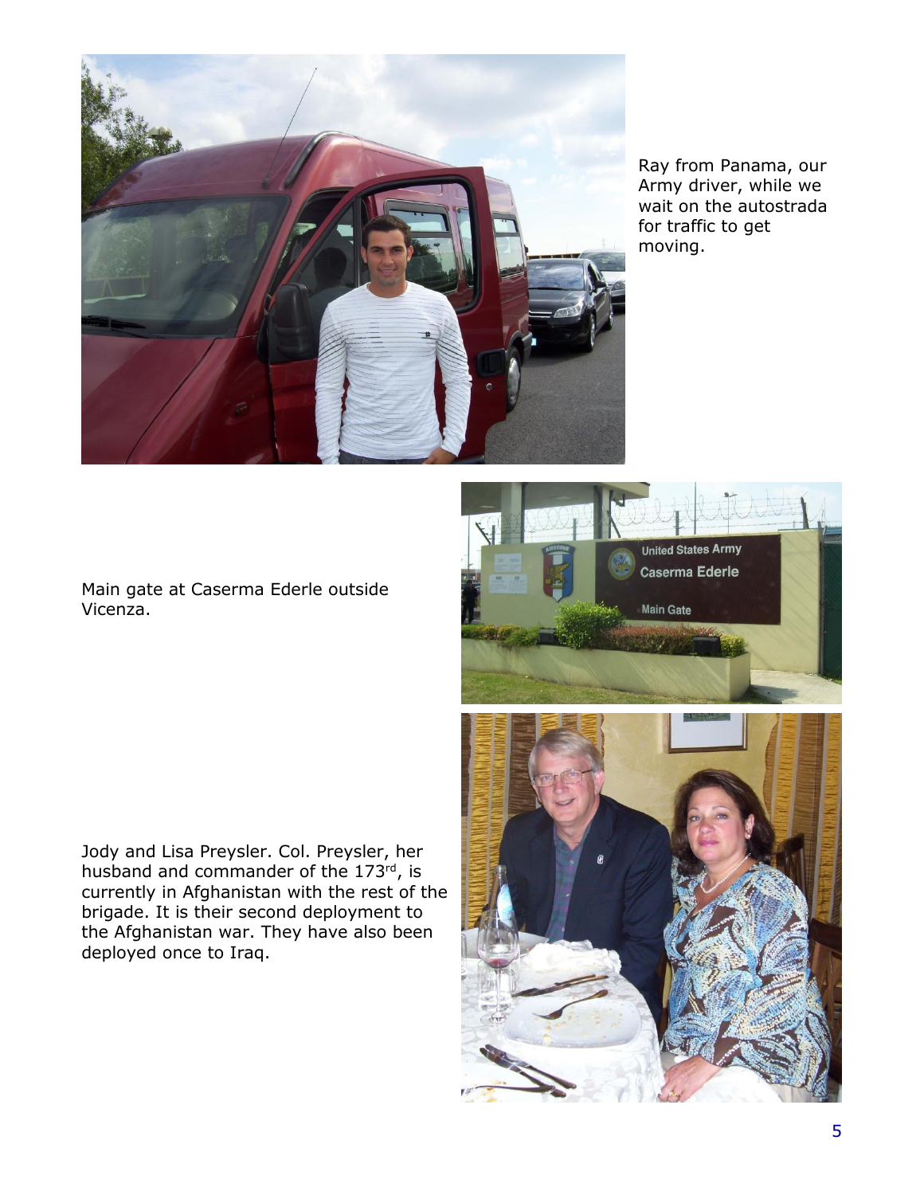Ray from Panama, our Army driver, while we wait on the autostrada for traffic to get moving.

Main gate at Caserma Ederle outside Vicenza.

Jody and Lisa Preysler. Col. Preysler, her husband and commander of the 173rd, is currently in Afghanistan with the rest of the brigade. It is their second deployment to the Afghanistan war. They have also been deployed once to Iraq.